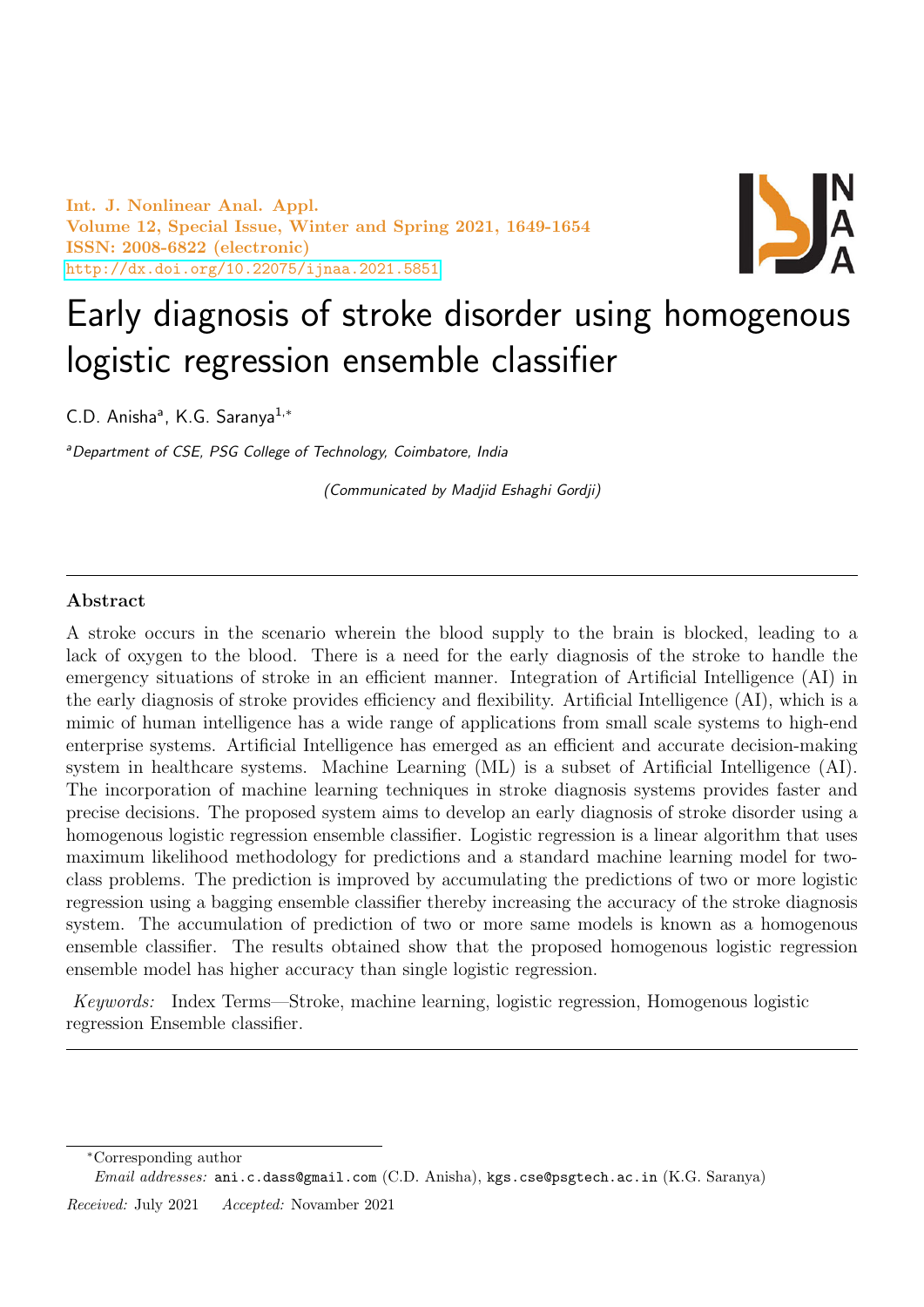# Early diagnosis of stroke disorder using homogenous logistic regression ensemble classifier

C.D. Anisha[a], K.G. Saranya[1,*]

[a]*Department of CSE, PSG College of Technology, Coimbatore, India*

*(Communicated by Madjid Eshaghi Gordji)*

---

**Abstract**

A stroke occurs in the scenario wherein the blood supply to the brain is blocked, leading to a lack of oxygen to the blood. There is a need for the early diagnosis of the stroke to handle the emergency situations of stroke in an efficient manner. Integration of Artificial Intelligence (AI) in the early diagnosis of stroke provides efficiency and flexibility. Artificial Intelligence (AI), which is a mimic of human intelligence has a wide range of applications from small scale systems to high-end enterprise systems. Artificial Intelligence has emerged as an efficient and accurate decision-making system in healthcare systems. Machine Learning (ML) is a subset of Artificial Intelligence (AI). The incorporation of machine learning techniques in stroke diagnosis systems provides faster and precise decisions. The proposed system aims to develop an early diagnosis of stroke disorder using a homogenous logistic regression ensemble classifier. Logistic regression is a linear algorithm that uses maximum likelihood methodology for predictions and a standard machine learning model for two-class problems. The prediction is improved by accumulating the predictions of two or more logistic regression using a bagging ensemble classifier thereby increasing the accuracy of the stroke diagnosis system. The accumulation of prediction of two or more same models is known as a homogenous ensemble classifier. The results obtained show that the proposed homogenous logistic regression ensemble model has higher accuracy than single logistic regression.

*Keywords:* Index Terms—Stroke, machine learning, logistic regression, Homogenous logistic regression Ensemble classifier.

---

*Corresponding author

*Email addresses:* ani.c.dass@gmail.com (C.D. Anisha), kgs.cse@psgtech.ac.in (K.G. Saranya)

*Received:* July 2021 *Accepted:* November 2021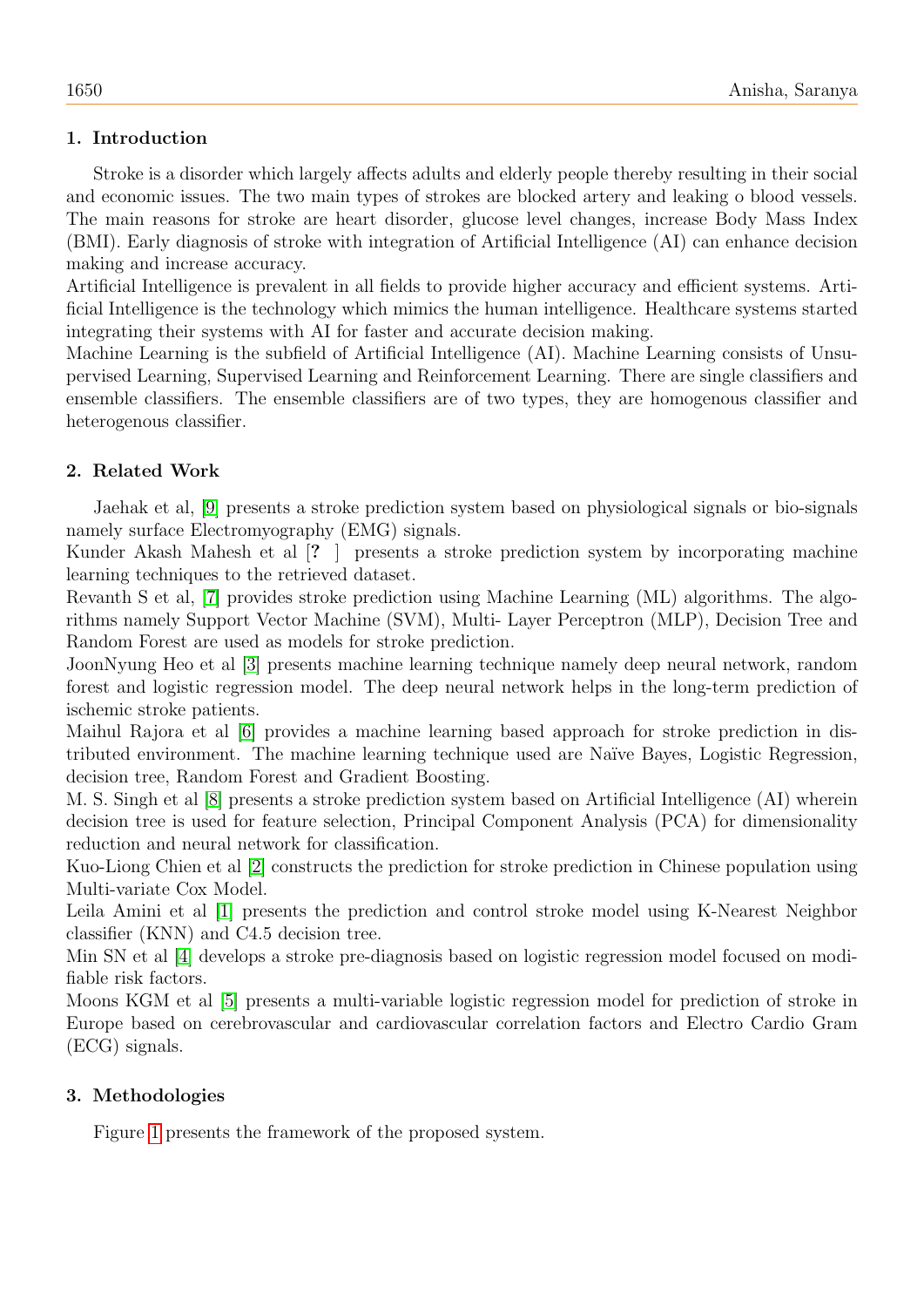## 1. Introduction

Stroke is a disorder which largely affects adults and elderly people thereby resulting in their social and economic issues. The two main types of strokes are blocked artery and leaking o blood vessels. The main reasons for stroke are heart disorder, glucose level changes, increase Body Mass Index (BMI). Early diagnosis of stroke with integration of Artificial Intelligence (AI) can enhance decision making and increase accuracy.

Artificial Intelligence is prevalent in all fields to provide higher accuracy and efficient systems. Artificial Intelligence is the technology which mimics the human intelligence. Healthcare systems started integrating their systems with AI for faster and accurate decision making.

Machine Learning is the subfield of Artificial Intelligence (AI). Machine Learning consists of Unsupervised Learning, Supervised Learning and Reinforcement Learning. There are single classifiers and ensemble classifiers. The ensemble classifiers are of two types, they are homogenous classifier and heterogenous classifier.

## 2. Related Work

Jaehak et al, [9] presents a stroke prediction system based on physiological signals or bio-signals namely surface Electromyography (EMG) signals.

Kunder Akash Mahesh et al [? ] presents a stroke prediction system by incorporating machine learning techniques to the retrieved dataset.

Revanth S et al, [7] provides stroke prediction using Machine Learning (ML) algorithms. The algorithms namely Support Vector Machine (SVM), Multi- Layer Perceptron (MLP), Decision Tree and Random Forest are used as models for stroke prediction.

JoonNyung Heo et al [3] presents machine learning technique namely deep neural network, random forest and logistic regression model. The deep neural network helps in the long-term prediction of ischemic stroke patients.

Maihul Rajora et al [6] provides a machine learning based approach for stroke prediction in distributed environment. The machine learning technique used are Naïve Bayes, Logistic Regression, decision tree, Random Forest and Gradient Boosting.

M. S. Singh et al [8] presents a stroke prediction system based on Artificial Intelligence (AI) wherein decision tree is used for feature selection, Principal Component Analysis (PCA) for dimensionality reduction and neural network for classification.

Kuo-Liong Chien et al [2] constructs the prediction for stroke prediction in Chinese population using Multi-variate Cox Model.

Leila Amini et al [1] presents the prediction and control stroke model using K-Nearest Neighbor classifier (KNN) and C4.5 decision tree.

Min SN et al [4] develops a stroke pre-diagnosis based on logistic regression model focused on modifiable risk factors.

Moons KGM et al [5] presents a multi-variable logistic regression model for prediction of stroke in Europe based on cerebrovascular and cardiovascular correlation factors and Electro Cardio Gram (ECG) signals.

## 3. Methodologies

Figure 1 presents the framework of the proposed system.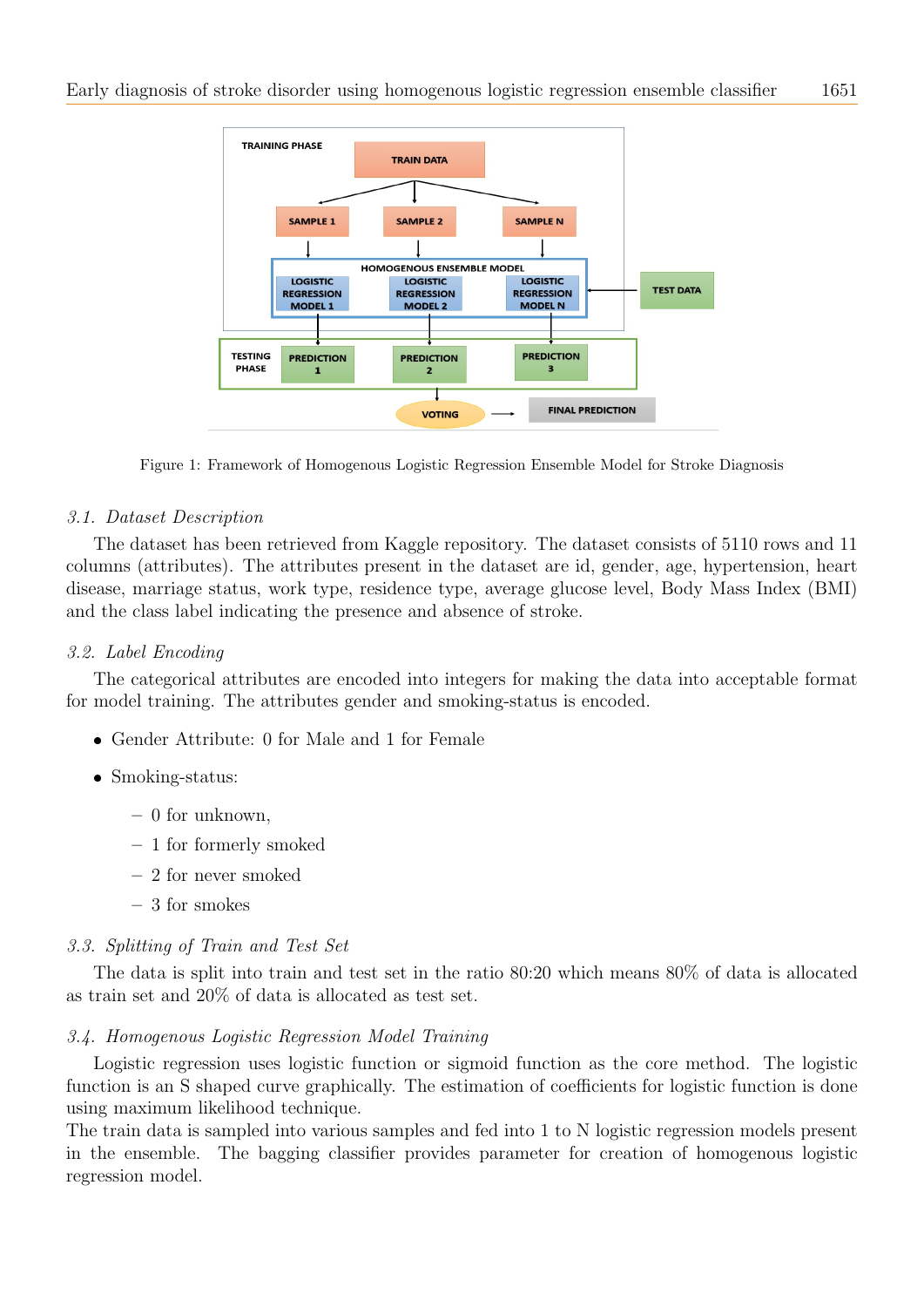TRAINING PHASE

TRAIN DATA

SAMPLE 1

SAMPLE 2

SAMPLE N

HOMOGENOUS ENSEMBLE MODEL

LOGISTIC REGRESSION MODEL 1

LOGISTIC REGRESSION MODEL 2

LOGISTIC REGRESSION MODEL N

TEST DATA

TESTING PHASE

PREDICTION 1

PREDICTION 2

PREDICTION 3

VOTING

FINAL PREDICTION

Figure 1: Framework of Homogenous Logistic Regression Ensemble Model for Stroke Diagnosis

### *3.1. Dataset Description*

The dataset has been retrieved from Kaggle repository. The dataset consists of 5110 rows and 11 columns (attributes). The attributes present in the dataset are id, gender, age, hypertension, heart disease, marriage status, work type, residence type, average glucose level, Body Mass Index (BMI) and the class label indicating the presence and absence of stroke.

### *3.2. Label Encoding*

The categorical attributes are encoded into integers for making the data into acceptable format for model training. The attributes gender and smoking-status is encoded.

- Gender Attribute: 0 for Male and 1 for Female
- Smoking-status:
  - 0 for unknown,
  - 1 for formerly smoked
  - 2 for never smoked
  - 3 for smokes

### *3.3. Splitting of Train and Test Set*

The data is split into train and test set in the ratio 80:20 which means 80% of data is allocated as train set and 20% of data is allocated as test set.

### *3.4. Homogenous Logistic Regression Model Training*

Logistic regression uses logistic function or sigmoid function as the core method. The logistic function is an S shaped curve graphically. The estimation of coefficients for logistic function is done using maximum likelihood technique.

The train data is sampled into various samples and fed into 1 to N logistic regression models present in the ensemble. The bagging classifier provides parameter for creation of homogenous logistic regression model.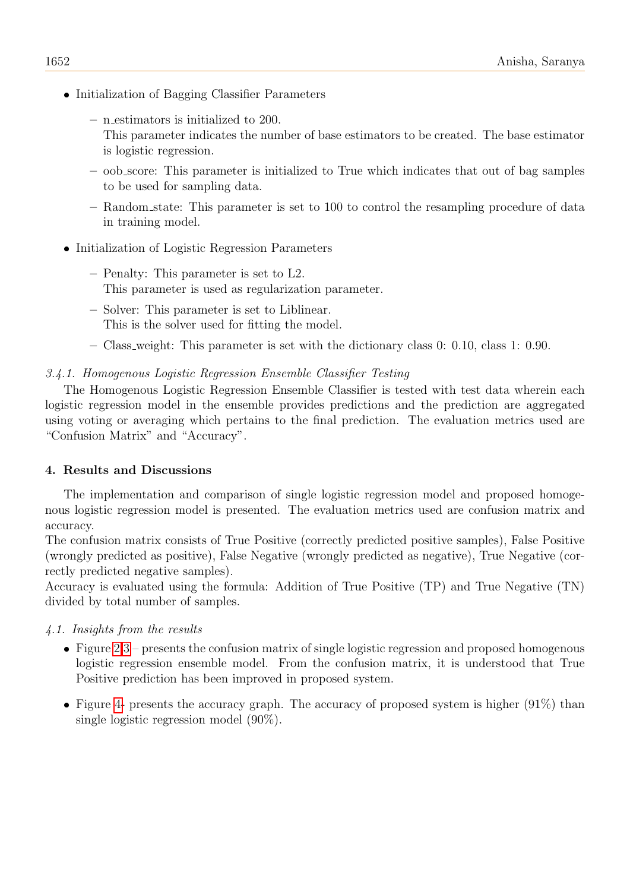- Initialization of Bagging Classifier Parameters
  - n_estimators is initialized to 200.
    This parameter indicates the number of base estimators to be created. The base estimator is logistic regression.
  - oob_score: This parameter is initialized to True which indicates that out of bag samples to be used for sampling data.
  - Random_state: This parameter is set to 100 to control the resampling procedure of data in training model.
- Initialization of Logistic Regression Parameters
  - Penalty: This parameter is set to L2.
    This parameter is used as regularization parameter.
  - Solver: This parameter is set to Liblinear.
    This is the solver used for fitting the model.
  - Class_weight: This parameter is set with the dictionary class 0: 0.10, class 1: 0.90.

#### *3.4.1. Homogenous Logistic Regression Ensemble Classifier Testing*

The Homogenous Logistic Regression Ensemble Classifier is tested with test data wherein each logistic regression model in the ensemble provides predictions and the prediction are aggregated using voting or averaging which pertains to the final prediction. The evaluation metrics used are "Confusion Matrix" and "Accuracy".

## 4. Results and Discussions

The implementation and comparison of single logistic regression model and proposed homogenous logistic regression model is presented. The evaluation metrics used are confusion matrix and accuracy.
The confusion matrix consists of True Positive (correctly predicted positive samples), False Positive (wrongly predicted as positive), False Negative (wrongly predicted as negative), True Negative (correctly predicted negative samples).
Accuracy is evaluated using the formula: Addition of True Positive (TP) and True Negative (TN) divided by total number of samples.

### *4.1. Insights from the results*

- Figure 2,3– presents the confusion matrix of single logistic regression and proposed homogenous logistic regression ensemble model. From the confusion matrix, it is understood that True Positive prediction has been improved in proposed system.
- Figure 4- presents the accuracy graph. The accuracy of proposed system is higher (91%) than single logistic regression model (90%).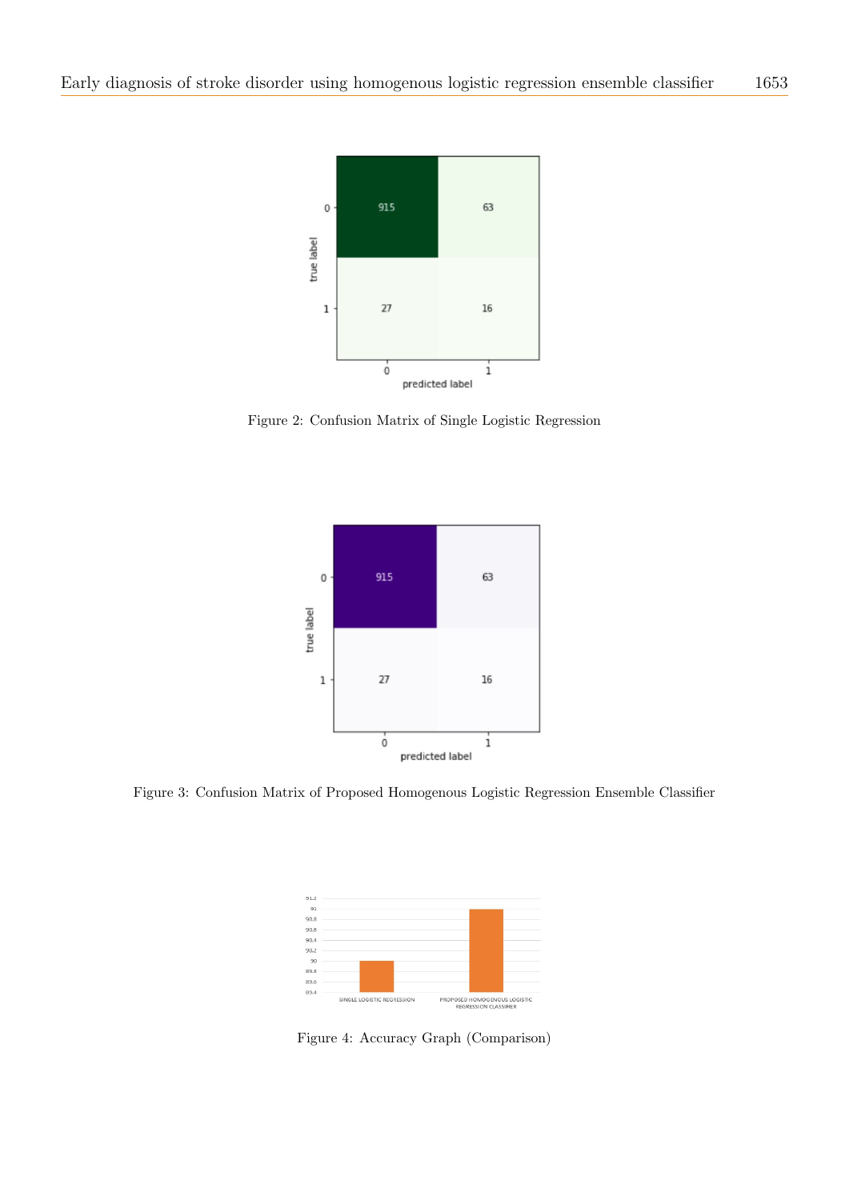0
1
true label
0
1
predicted label
915
63
27
16

Figure 2: Confusion Matrix of Single Logistic Regression

0
1
true label
0
1
predicted label
915
63
27
16

Figure 3: Confusion Matrix of Proposed Homogenous Logistic Regression Ensemble Classifier

91.2
91
90.8
90.6
90.4
90.2
90
89.8
89.6
89.4
SINGLE LOGISTIC REGRESSION
PROPOSED HOMOGENOUS LOGISTIC REGRESSION CLASSIFIER

Figure 4: Accuracy Graph (Comparison)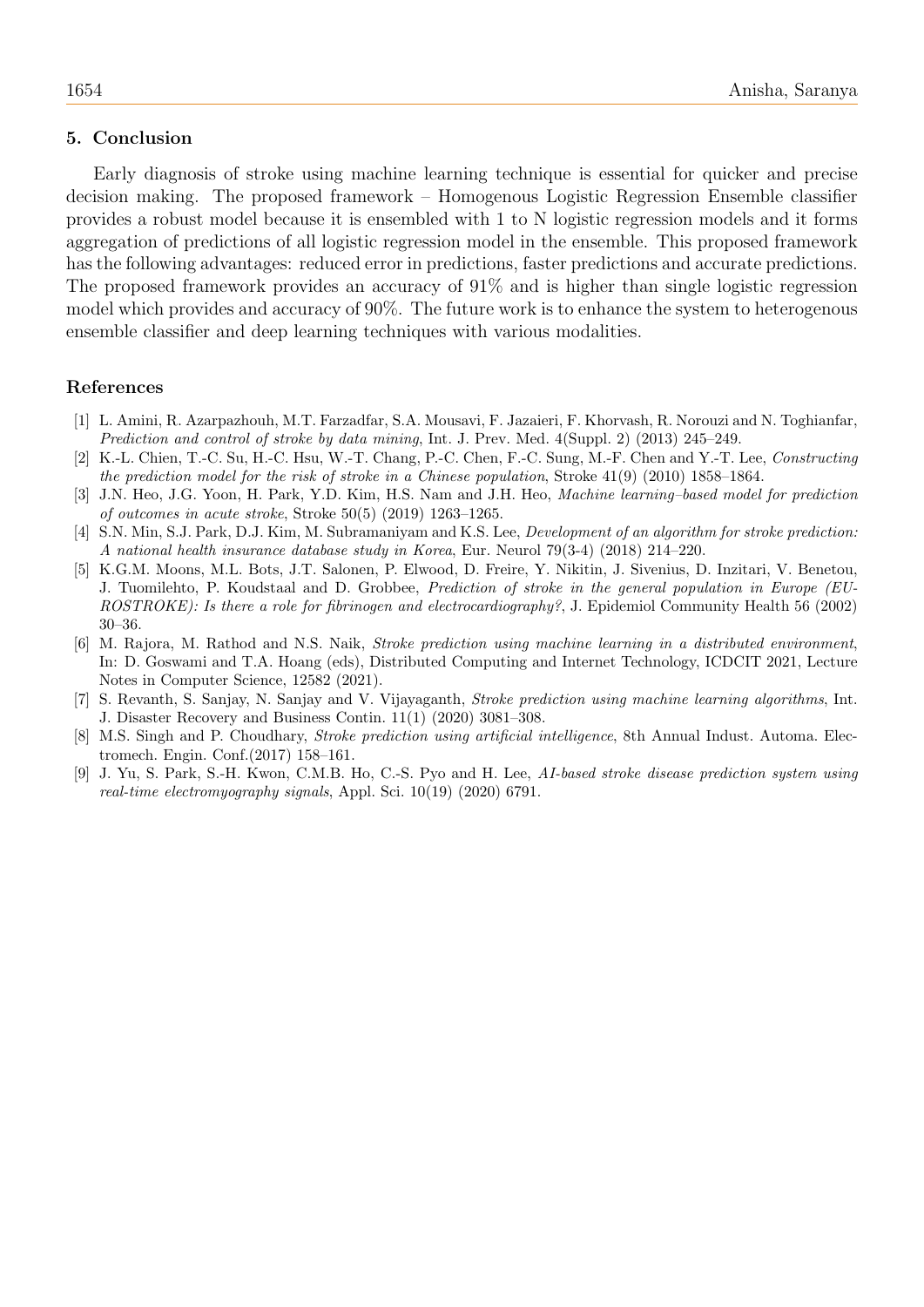## 5. Conclusion

Early diagnosis of stroke using machine learning technique is essential for quicker and precise decision making. The proposed framework – Homogenous Logistic Regression Ensemble classifier provides a robust model because it is ensembled with 1 to N logistic regression models and it forms aggregation of predictions of all logistic regression model in the ensemble. This proposed framework has the following advantages: reduced error in predictions, faster predictions and accurate predictions. The proposed framework provides an accuracy of 91% and is higher than single logistic regression model which provides and accuracy of 90%. The future work is to enhance the system to heterogenous ensemble classifier and deep learning techniques with various modalities.

## References

[1] L. Amini, R. Azarpazhouh, M.T. Farzadfar, S.A. Mousavi, F. Jazaieri, F. Khorvash, R. Norouzi and N. Toghianfar, *Prediction and control of stroke by data mining*, Int. J. Prev. Med. 4(Suppl. 2) (2013) 245–249.

[2] K.-L. Chien, T.-C. Su, H.-C. Hsu, W.-T. Chang, P.-C. Chen, F.-C. Sung, M.-F. Chen and Y.-T. Lee, *Constructing the prediction model for the risk of stroke in a Chinese population*, Stroke 41(9) (2010) 1858–1864.

[3] J.N. Heo, J.G. Yoon, H. Park, Y.D. Kim, H.S. Nam and J.H. Heo, *Machine learning–based model for prediction of outcomes in acute stroke*, Stroke 50(5) (2019) 1263–1265.

[4] S.N. Min, S.J. Park, D.J. Kim, M. Subramaniyam and K.S. Lee, *Development of an algorithm for stroke prediction: A national health insurance database study in Korea*, Eur. Neurol 79(3-4) (2018) 214–220.

[5] K.G.M. Moons, M.L. Bots, J.T. Salonen, P. Elwood, D. Freire, Y. Nikitin, J. Sivenius, D. Inzitari, V. Benetou, J. Tuomilehto, P. Koudstaal and D. Grobbee, *Prediction of stroke in the general population in Europe (EUROSTROKE): Is there a role for fibrinogen and electrocardiography?*, J. Epidemiol Community Health 56 (2002) 30–36.

[6] M. Rajora, M. Rathod and N.S. Naik, *Stroke prediction using machine learning in a distributed environment*, In: D. Goswami and T.A. Hoang (eds), Distributed Computing and Internet Technology, ICDCIT 2021, Lecture Notes in Computer Science, 12582 (2021).

[7] S. Revanth, S. Sanjay, N. Sanjay and V. Vijayaganth, *Stroke prediction using machine learning algorithms*, Int. J. Disaster Recovery and Business Contin. 11(1) (2020) 3081–308.

[8] M.S. Singh and P. Choudhary, *Stroke prediction using artificial intelligence*, 8th Annual Indust. Automa. Electromech. Engin. Conf.(2017) 158–161.

[9] J. Yu, S. Park, S.-H. Kwon, C.M.B. Ho, C.-S. Pyo and H. Lee, *AI-based stroke disease prediction system using real-time electromyography signals*, Appl. Sci. 10(19) (2020) 6791.